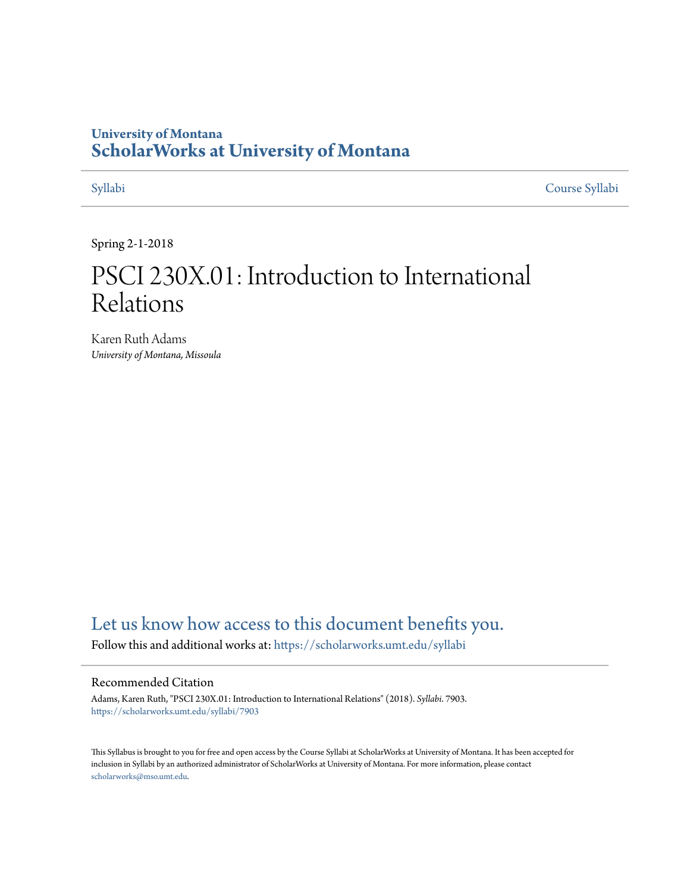University of Montana

# ScholarWorks at University of Montana

Syllabi | Course Syllabi

Spring 2-1-2018

# PSCI 230X.01: Introduction to International Relations

Karen Ruth Adams

*University of Montana, Missoula*

Let us know how access to this document benefits you.

Follow this and additional works at: https://scholarworks.umt.edu/syllabi

## Recommended Citation

Adams, Karen Ruth, "PSCI 230X.01: Introduction to International Relations" (2018). *Syllabi*. 7903.
https://scholarworks.umt.edu/syllabi/7903

This Syllabus is brought to you for free and open access by the Course Syllabi at ScholarWorks at University of Montana. It has been accepted for inclusion in Syllabi by an authorized administrator of ScholarWorks at University of Montana. For more information, please contact scholarworks@mso.umt.edu.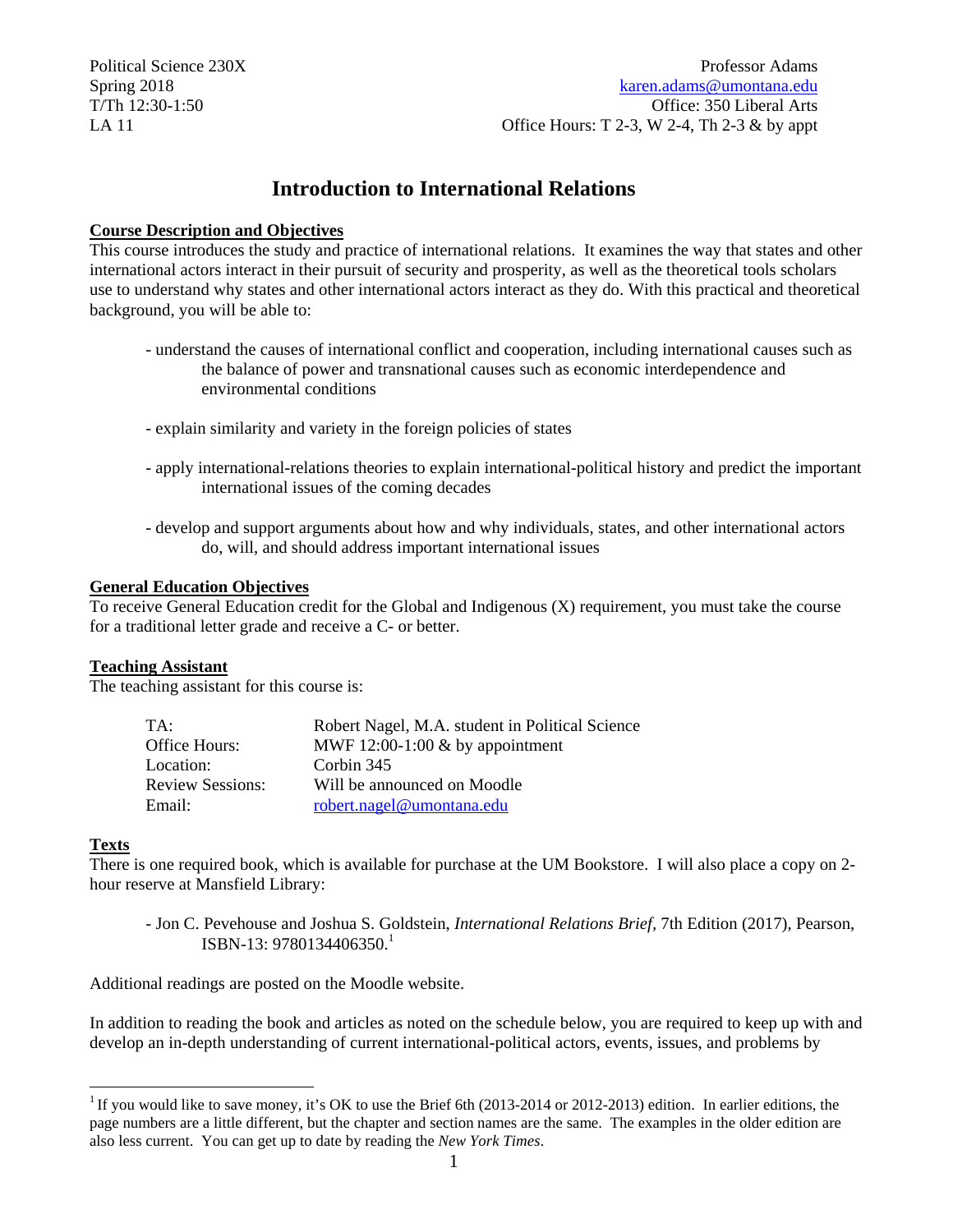Political Science 230X  
Spring 2018  
T/Th 12:30-1:50  
LA 11

Professor Adams  
karen.adams@umontana.edu  
Office: 350 Liberal Arts  
Office Hours: T 2-3, W 2-4, Th 2-3 & by appt

# Introduction to International Relations

## Course Description and Objectives

This course introduces the study and practice of international relations. It examines the way that states and other international actors interact in their pursuit of security and prosperity, as well as the theoretical tools scholars use to understand why states and other international actors interact as they do. With this practical and theoretical background, you will be able to:

- understand the causes of international conflict and cooperation, including international causes such as the balance of power and transnational causes such as economic interdependence and environmental conditions

- explain similarity and variety in the foreign policies of states

- apply international-relations theories to explain international-political history and predict the important international issues of the coming decades

- develop and support arguments about how and why individuals, states, and other international actors do, will, and should address important international issues

## General Education Objectives

To receive General Education credit for the Global and Indigenous (X) requirement, you must take the course for a traditional letter grade and receive a C- or better.

## Teaching Assistant

The teaching assistant for this course is:

| | |
|---|---|
| TA: | Robert Nagel, M.A. student in Political Science |
| Office Hours: | MWF 12:00-1:00 & by appointment |
| Location: | Corbin 345 |
| Review Sessions: | Will be announced on Moodle |
| Email: | robert.nagel@umontana.edu |

## Texts

There is one required book, which is available for purchase at the UM Bookstore. I will also place a copy on 2-hour reserve at Mansfield Library:

- Jon C. Pevehouse and Joshua S. Goldstein, *International Relations Brief*, 7th Edition (2017), Pearson, ISBN-13: 9780134406350.[1]

Additional readings are posted on the Moodle website.

In addition to reading the book and articles as noted on the schedule below, you are required to keep up with and develop an in-depth understanding of current international-political actors, events, issues, and problems by

---

[1] If you would like to save money, it's OK to use the Brief 6th (2013-2014 or 2012-2013) edition. In earlier editions, the page numbers are a little different, but the chapter and section names are the same. The examples in the older edition are also less current. You can get up to date by reading the *New York Times*.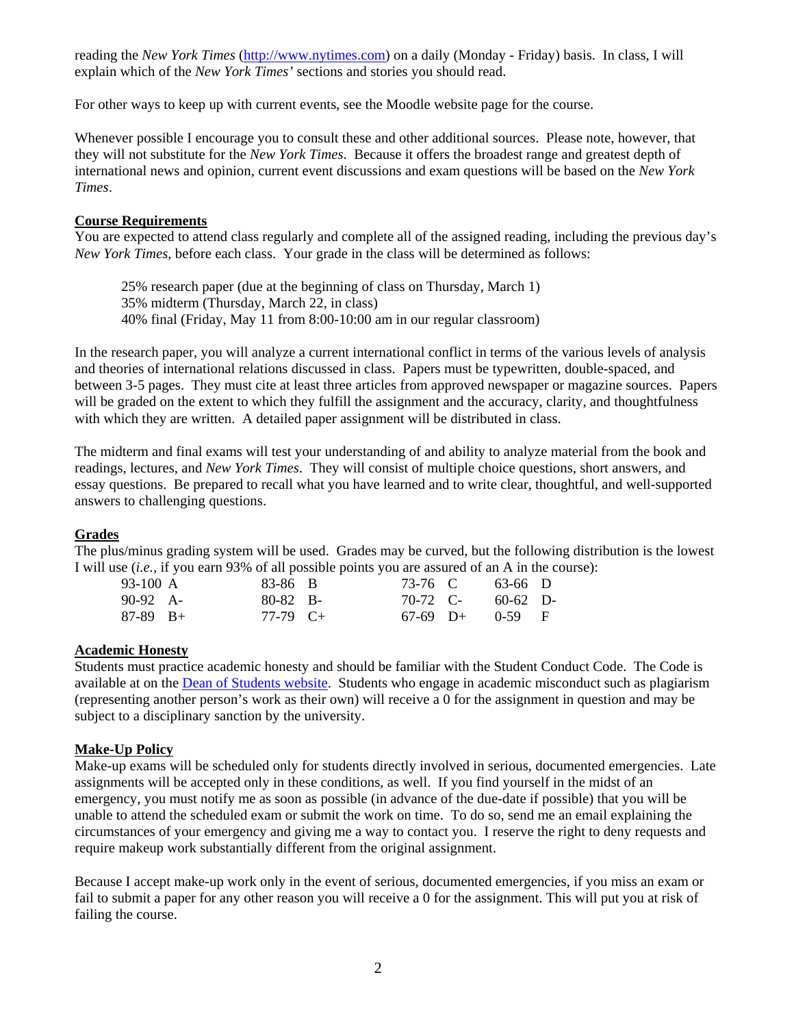reading the *New York Times* (http://www.nytimes.com) on a daily (Monday - Friday) basis. In class, I will explain which of the *New York Times'* sections and stories you should read.

For other ways to keep up with current events, see the Moodle website page for the course.

Whenever possible I encourage you to consult these and other additional sources. Please note, however, that they will not substitute for the *New York Times*. Because it offers the broadest range and greatest depth of international news and opinion, current event discussions and exam questions will be based on the *New York Times*.

## Course Requirements

You are expected to attend class regularly and complete all of the assigned reading, including the previous day's *New York Times*, before each class. Your grade in the class will be determined as follows:

> 25% research paper (due at the beginning of class on Thursday, March 1)
> 35% midterm (Thursday, March 22, in class)
> 40% final (Friday, May 11 from 8:00-10:00 am in our regular classroom)

In the research paper, you will analyze a current international conflict in terms of the various levels of analysis and theories of international relations discussed in class. Papers must be typewritten, double-spaced, and between 3-5 pages. They must cite at least three articles from approved newspaper or magazine sources. Papers will be graded on the extent to which they fulfill the assignment and the accuracy, clarity, and thoughtfulness with which they are written. A detailed paper assignment will be distributed in class.

The midterm and final exams will test your understanding of and ability to analyze material from the book and readings, lectures, and *New York Times*. They will consist of multiple choice questions, short answers, and essay questions. Be prepared to recall what you have learned and to write clear, thoughtful, and well-supported answers to challenging questions.

## Grades

The plus/minus grading system will be used. Grades may be curved, but the following distribution is the lowest I will use (*i.e.*, if you earn 93% of all possible points you are assured of an A in the course):

| | | | | | | | |
|---|---|---|---|---|---|---|---|
| 93-100 | A | 83-86 | B | 73-76 | C | 63-66 | D |
| 90-92 | A- | 80-82 | B- | 70-72 | C- | 60-62 | D- |
| 87-89 | B+ | 77-79 | C+ | 67-69 | D+ | 0-59 | F |

## Academic Honesty

Students must practice academic honesty and should be familiar with the Student Conduct Code. The Code is available at on the Dean of Students website. Students who engage in academic misconduct such as plagiarism (representing another person's work as their own) will receive a 0 for the assignment in question and may be subject to a disciplinary sanction by the university.

## Make-Up Policy

Make-up exams will be scheduled only for students directly involved in serious, documented emergencies. Late assignments will be accepted only in these conditions, as well. If you find yourself in the midst of an emergency, you must notify me as soon as possible (in advance of the due-date if possible) that you will be unable to attend the scheduled exam or submit the work on time. To do so, send me an email explaining the circumstances of your emergency and giving me a way to contact you. I reserve the right to deny requests and require makeup work substantially different from the original assignment.

Because I accept make-up work only in the event of serious, documented emergencies, if you miss an exam or fail to submit a paper for any other reason you will receive a 0 for the assignment. This will put you at risk of failing the course.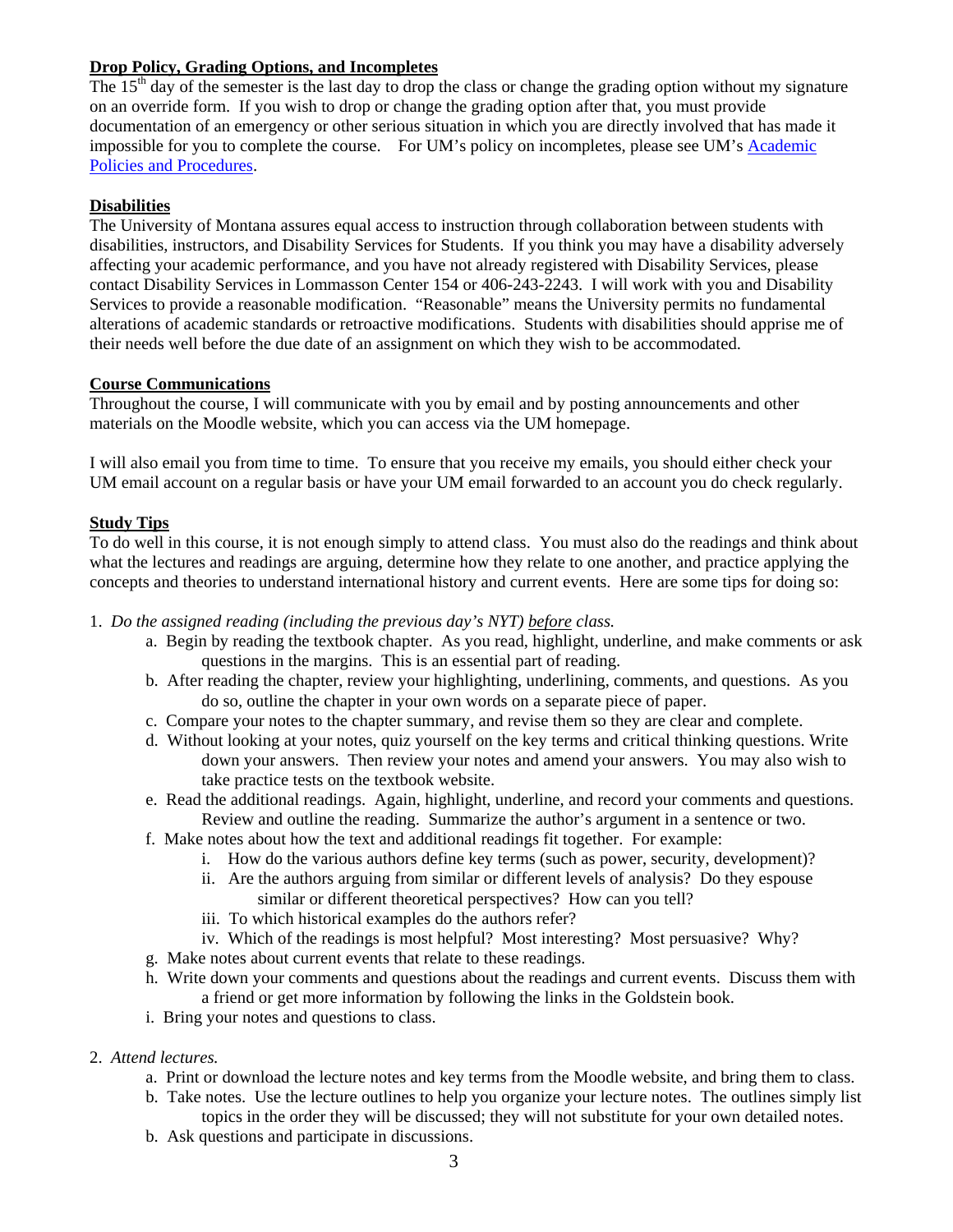**Drop Policy, Grading Options, and Incompletes**

The 15th day of the semester is the last day to drop the class or change the grading option without my signature on an override form. If you wish to drop or change the grading option after that, you must provide documentation of an emergency or other serious situation in which you are directly involved that has made it impossible for you to complete the course. For UM's policy on incompletes, please see UM's [Academic Policies and Procedures](#).

**Disabilities**

The University of Montana assures equal access to instruction through collaboration between students with disabilities, instructors, and Disability Services for Students. If you think you may have a disability adversely affecting your academic performance, and you have not already registered with Disability Services, please contact Disability Services in Lommasson Center 154 or 406-243-2243. I will work with you and Disability Services to provide a reasonable modification. "Reasonable" means the University permits no fundamental alterations of academic standards or retroactive modifications. Students with disabilities should apprise me of their needs well before the due date of an assignment on which they wish to be accommodated.

**Course Communications**

Throughout the course, I will communicate with you by email and by posting announcements and other materials on the Moodle website, which you can access via the UM homepage.

I will also email you from time to time. To ensure that you receive my emails, you should either check your UM email account on a regular basis or have your UM email forwarded to an account you do check regularly.

**Study Tips**

To do well in this course, it is not enough simply to attend class. You must also do the readings and think about what the lectures and readings are arguing, determine how they relate to one another, and practice applying the concepts and theories to understand international history and current events. Here are some tips for doing so:

1. *Do the assigned reading (including the previous day's NYT) before class.*
   a. Begin by reading the textbook chapter. As you read, highlight, underline, and make comments or ask questions in the margins. This is an essential part of reading.
   b. After reading the chapter, review your highlighting, underlining, comments, and questions. As you do so, outline the chapter in your own words on a separate piece of paper.
   c. Compare your notes to the chapter summary, and revise them so they are clear and complete.
   d. Without looking at your notes, quiz yourself on the key terms and critical thinking questions. Write down your answers. Then review your notes and amend your answers. You may also wish to take practice tests on the textbook website.
   e. Read the additional readings. Again, highlight, underline, and record your comments and questions. Review and outline the reading. Summarize the author's argument in a sentence or two.
   f. Make notes about how the text and additional readings fit together. For example:
      i. How do the various authors define key terms (such as power, security, development)?
      ii. Are the authors arguing from similar or different levels of analysis? Do they espouse similar or different theoretical perspectives? How can you tell?
      iii. To which historical examples do the authors refer?
      iv. Which of the readings is most helpful? Most interesting? Most persuasive? Why?
   g. Make notes about current events that relate to these readings.
   h. Write down your comments and questions about the readings and current events. Discuss them with a friend or get more information by following the links in the Goldstein book.
   i. Bring your notes and questions to class.

2. *Attend lectures.*
   a. Print or download the lecture notes and key terms from the Moodle website, and bring them to class.
   b. Take notes. Use the lecture outlines to help you organize your lecture notes. The outlines simply list topics in the order they will be discussed; they will not substitute for your own detailed notes.
   b. Ask questions and participate in discussions.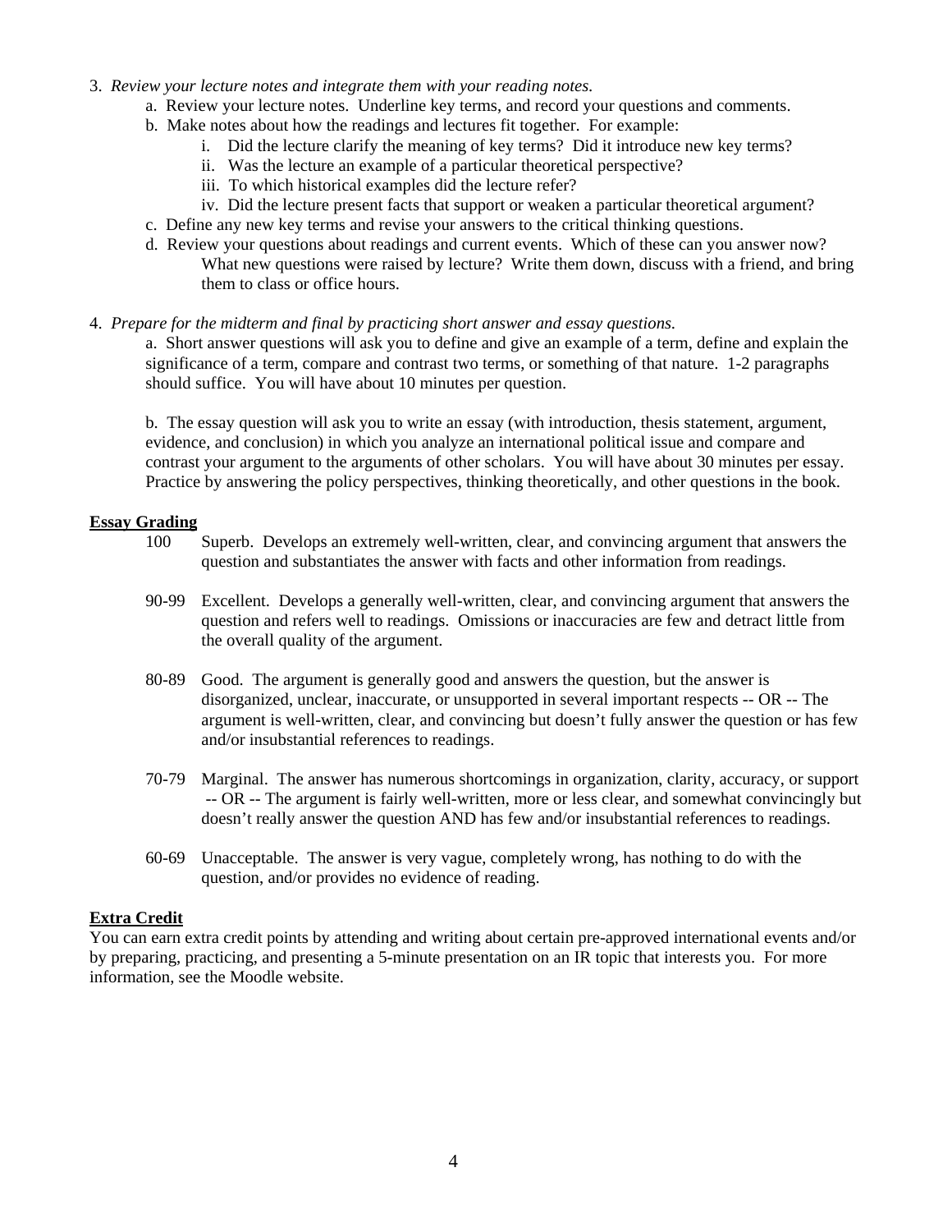3. *Review your lecture notes and integrate them with your reading notes.*
    a. Review your lecture notes. Underline key terms, and record your questions and comments.
    b. Make notes about how the readings and lectures fit together. For example:
        i. Did the lecture clarify the meaning of key terms? Did it introduce new key terms?
        ii. Was the lecture an example of a particular theoretical perspective?
        iii. To which historical examples did the lecture refer?
        iv. Did the lecture present facts that support or weaken a particular theoretical argument?
    c. Define any new key terms and revise your answers to the critical thinking questions.
    d. Review your questions about readings and current events. Which of these can you answer now? What new questions were raised by lecture? Write them down, discuss with a friend, and bring them to class or office hours.

4. *Prepare for the midterm and final by practicing short answer and essay questions.*

    a. Short answer questions will ask you to define and give an example of a term, define and explain the significance of a term, compare and contrast two terms, or something of that nature. 1-2 paragraphs should suffice. You will have about 10 minutes per question.

    b. The essay question will ask you to write an essay (with introduction, thesis statement, argument, evidence, and conclusion) in which you analyze an international political issue and compare and contrast your argument to the arguments of other scholars. You will have about 30 minutes per essay. Practice by answering the policy perspectives, thinking theoretically, and other questions in the book.

**Essay Grading**

100 Superb. Develops an extremely well-written, clear, and convincing argument that answers the question and substantiates the answer with facts and other information from readings.

90-99 Excellent. Develops a generally well-written, clear, and convincing argument that answers the question and refers well to readings. Omissions or inaccuracies are few and detract little from the overall quality of the argument.

80-89 Good. The argument is generally good and answers the question, but the answer is disorganized, unclear, inaccurate, or unsupported in several important respects -- OR -- The argument is well-written, clear, and convincing but doesn't fully answer the question or has few and/or insubstantial references to readings.

70-79 Marginal. The answer has numerous shortcomings in organization, clarity, accuracy, or support -- OR -- The argument is fairly well-written, more or less clear, and somewhat convincingly but doesn't really answer the question AND has few and/or insubstantial references to readings.

60-69 Unacceptable. The answer is very vague, completely wrong, has nothing to do with the question, and/or provides no evidence of reading.

**Extra Credit**

You can earn extra credit points by attending and writing about certain pre-approved international events and/or by preparing, practicing, and presenting a 5-minute presentation on an IR topic that interests you. For more information, see the Moodle website.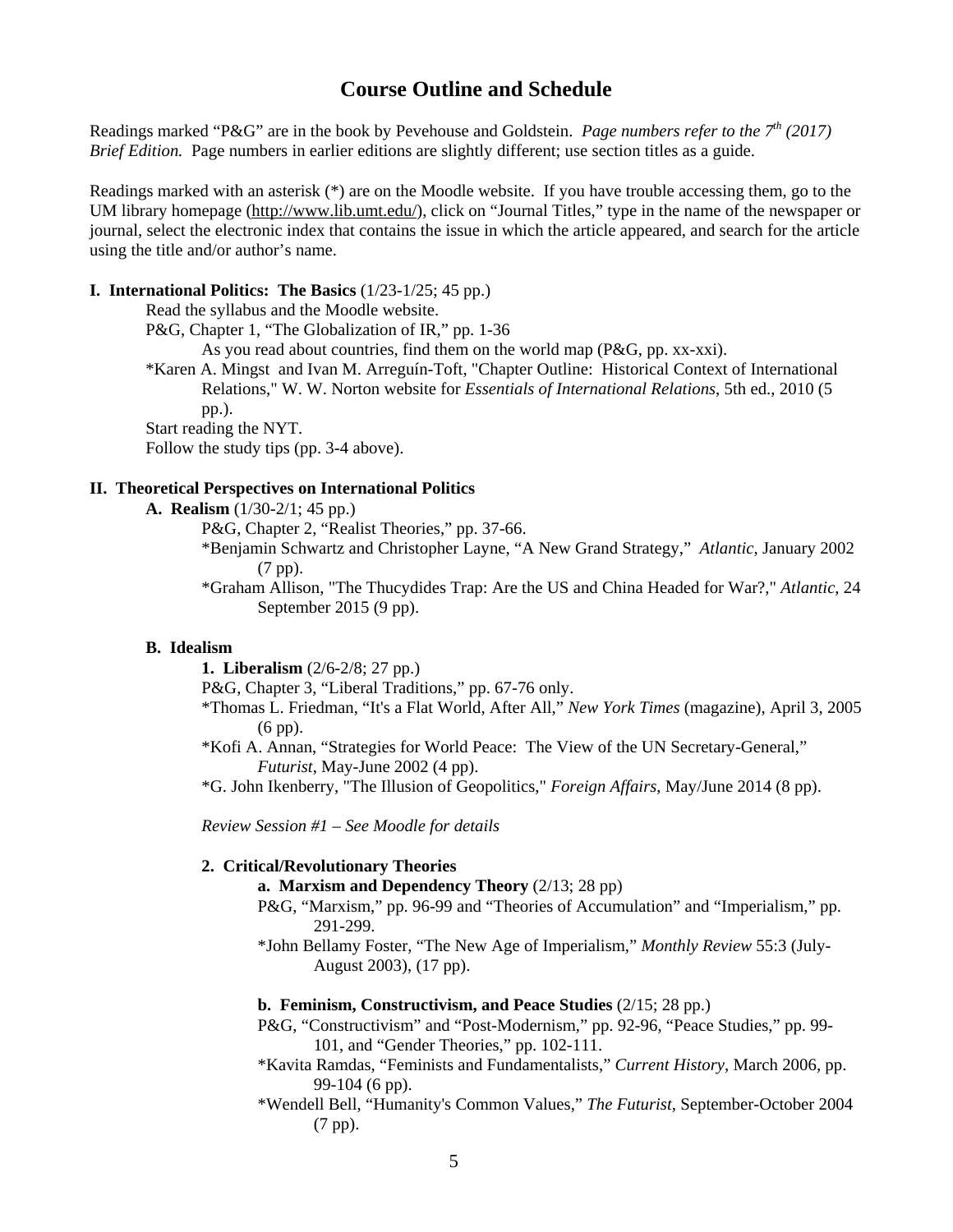# Course Outline and Schedule

Readings marked "P&G" are in the book by Pevehouse and Goldstein. *Page numbers refer to the 7th (2017) Brief Edition.* Page numbers in earlier editions are slightly different; use section titles as a guide.

Readings marked with an asterisk (*) are on the Moodle website. If you have trouble accessing them, go to the UM library homepage (http://www.lib.umt.edu/), click on "Journal Titles," type in the name of the newspaper or journal, select the electronic index that contains the issue in which the article appeared, and search for the article using the title and/or author's name.

**I. International Politics: The Basics** (1/23-1/25; 45 pp.)

Read the syllabus and the Moodle website.

P&G, Chapter 1, "The Globalization of IR," pp. 1-36

As you read about countries, find them on the world map (P&G, pp. xx-xxi).

*Karen A. Mingst and Ivan M. Arreguín-Toft, "Chapter Outline: Historical Context of International Relations," W. W. Norton website for *Essentials of International Relations*, 5th ed., 2010 (5 pp.).

Start reading the NYT.

Follow the study tips (pp. 3-4 above).

**II. Theoretical Perspectives on International Politics**

**A. Realism** (1/30-2/1; 45 pp.)

P&G, Chapter 2, "Realist Theories," pp. 37-66.

*Benjamin Schwartz and Christopher Layne, "A New Grand Strategy," *Atlantic*, January 2002 (7 pp).

*Graham Allison, "The Thucydides Trap: Are the US and China Headed for War?," *Atlantic*, 24 September 2015 (9 pp).

**B. Idealism**

**1. Liberalism** (2/6-2/8; 27 pp.)

P&G, Chapter 3, "Liberal Traditions," pp. 67-76 only.

*Thomas L. Friedman, "It's a Flat World, After All," *New York Times* (magazine), April 3, 2005 (6 pp).

*Kofi A. Annan, "Strategies for World Peace: The View of the UN Secretary-General," *Futurist*, May-June 2002 (4 pp).

*G. John Ikenberry, "The Illusion of Geopolitics," *Foreign Affairs*, May/June 2014 (8 pp).

*Review Session #1 – See Moodle for details*

**2. Critical/Revolutionary Theories**

**a. Marxism and Dependency Theory** (2/13; 28 pp)

P&G, "Marxism," pp. 96-99 and "Theories of Accumulation" and "Imperialism," pp. 291-299.

*John Bellamy Foster, "The New Age of Imperialism," *Monthly Review* 55:3 (July-August 2003), (17 pp).

**b. Feminism, Constructivism, and Peace Studies** (2/15; 28 pp.)

P&G, "Constructivism" and "Post-Modernism," pp. 92-96, "Peace Studies," pp. 99-101, and "Gender Theories," pp. 102-111.

*Kavita Ramdas, "Feminists and Fundamentalists," *Current History*, March 2006, pp. 99-104 (6 pp).

*Wendell Bell, "Humanity's Common Values," *The Futurist*, September-October 2004 (7 pp).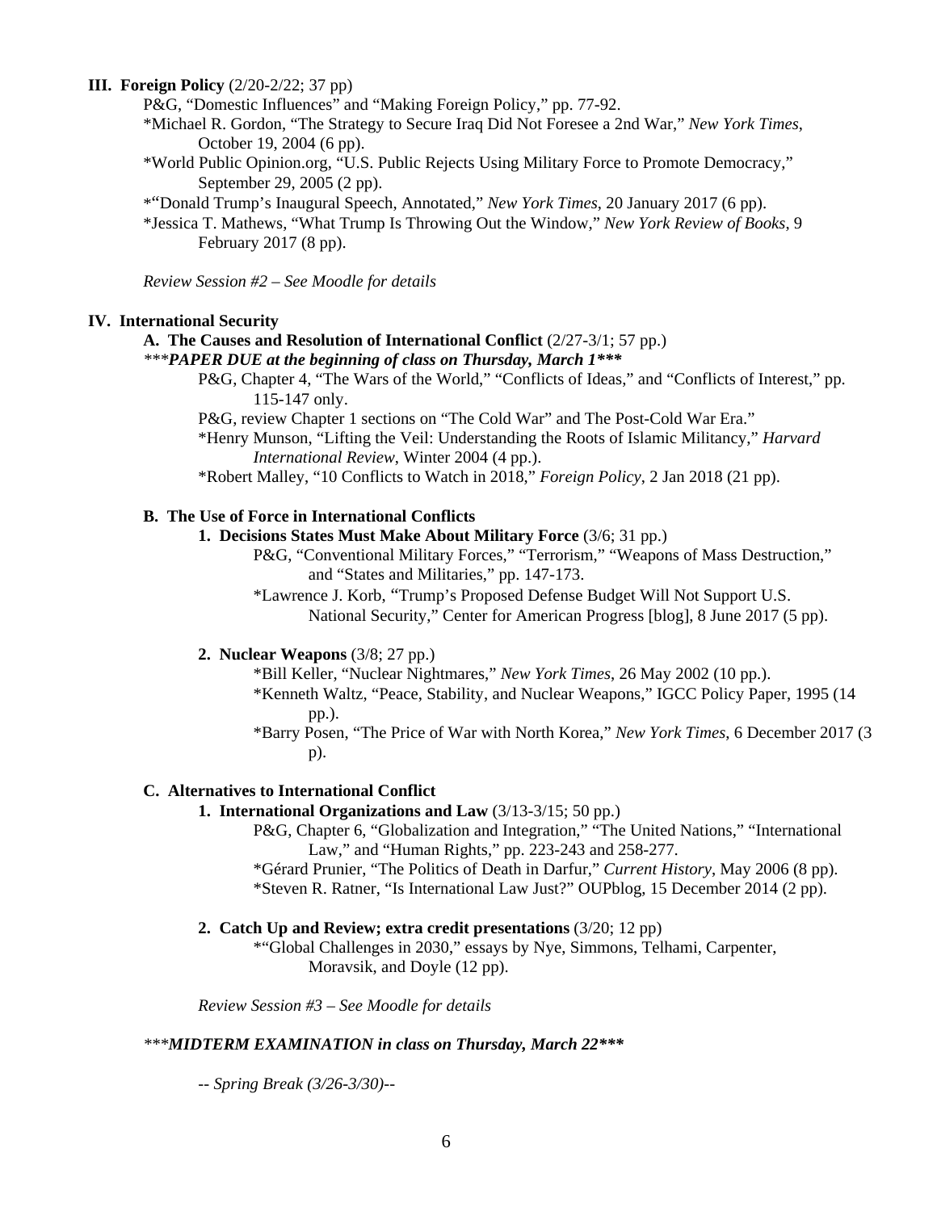### III. Foreign Policy (2/20-2/22; 37 pp)

P&G, "Domestic Influences" and "Making Foreign Policy," pp. 77-92.

*Michael R. Gordon, "The Strategy to Secure Iraq Did Not Foresee a 2nd War," *New York Times*, October 19, 2004 (6 pp).

*World Public Opinion.org, "U.S. Public Rejects Using Military Force to Promote Democracy," September 29, 2005 (2 pp).

*"Donald Trump's Inaugural Speech, Annotated," *New York Times*, 20 January 2017 (6 pp).

*Jessica T. Mathews, "What Trump Is Throwing Out the Window," *New York Review of Books*, 9 February 2017 (8 pp).

*Review Session #2 – See Moodle for details*

### IV. International Security

#### A. The Causes and Resolution of International Conflict (2/27-3/1; 57 pp.)

****PAPER DUE at the beginning of class on Thursday, March 1****

P&G, Chapter 4, "The Wars of the World," "Conflicts of Ideas," and "Conflicts of Interest," pp. 115-147 only.

P&G, review Chapter 1 sections on "The Cold War" and The Post-Cold War Era."

*Henry Munson, "Lifting the Veil: Understanding the Roots of Islamic Militancy," *Harvard International Review*, Winter 2004 (4 pp.).

*Robert Malley, "10 Conflicts to Watch in 2018," *Foreign Policy*, 2 Jan 2018 (21 pp).

#### B. The Use of Force in International Conflicts

**1. Decisions States Must Make About Military Force** (3/6; 31 pp.)

P&G, "Conventional Military Forces," "Terrorism," "Weapons of Mass Destruction," and "States and Militaries," pp. 147-173.

*Lawrence J. Korb, "Trump's Proposed Defense Budget Will Not Support U.S. National Security," Center for American Progress [blog], 8 June 2017 (5 pp).

**2. Nuclear Weapons** (3/8; 27 pp.)

*Bill Keller, "Nuclear Nightmares," *New York Times*, 26 May 2002 (10 pp.).

*Kenneth Waltz, "Peace, Stability, and Nuclear Weapons," IGCC Policy Paper, 1995 (14 pp.).

*Barry Posen, "The Price of War with North Korea," *New York Times*, 6 December 2017 (3 p).

#### C. Alternatives to International Conflict

**1. International Organizations and Law** (3/13-3/15; 50 pp.)

P&G, Chapter 6, "Globalization and Integration," "The United Nations," "International Law," and "Human Rights," pp. 223-243 and 258-277.

*Gérard Prunier, "The Politics of Death in Darfur," *Current History*, May 2006 (8 pp).

*Steven R. Ratner, "Is International Law Just?" OUPblog, 15 December 2014 (2 pp).

**2. Catch Up and Review; extra credit presentations** (3/20; 12 pp)

*"Global Challenges in 2030," essays by Nye, Simmons, Telhami, Carpenter, Moravsik, and Doyle (12 pp).

*Review Session #3 – See Moodle for details*

****MIDTERM EXAMINATION in class on Thursday, March 22****

*-- Spring Break (3/26-3/30)--*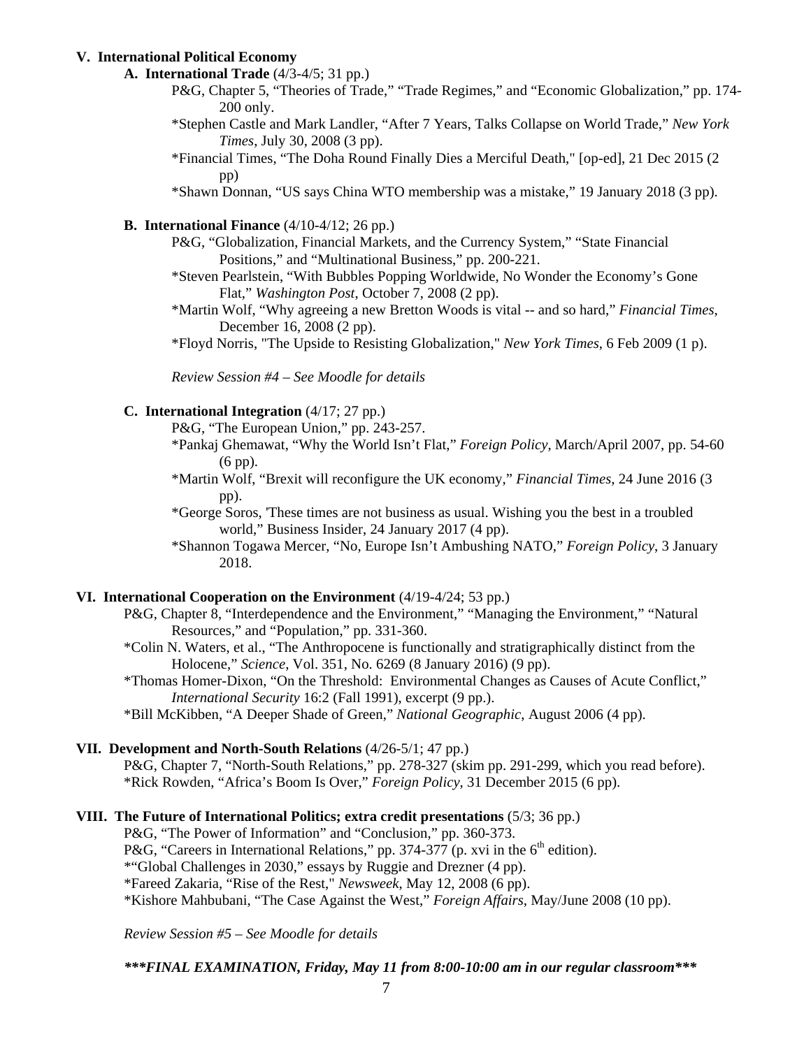## V. International Political Economy

### A. International Trade (4/3-4/5; 31 pp.)

P&G, Chapter 5, "Theories of Trade," "Trade Regimes," and "Economic Globalization," pp. 174-200 only.

*Stephen Castle and Mark Landler, "After 7 Years, Talks Collapse on World Trade," *New York Times*, July 30, 2008 (3 pp).

*Financial Times, "The Doha Round Finally Dies a Merciful Death," [op-ed], 21 Dec 2015 (2 pp)

*Shawn Donnan, "US says China WTO membership was a mistake," 19 January 2018 (3 pp).

### B. International Finance (4/10-4/12; 26 pp.)

P&G, "Globalization, Financial Markets, and the Currency System," "State Financial Positions," and "Multinational Business," pp. 200-221.

*Steven Pearlstein, "With Bubbles Popping Worldwide, No Wonder the Economy's Gone Flat," *Washington Post*, October 7, 2008 (2 pp).

*Martin Wolf, "Why agreeing a new Bretton Woods is vital -- and so hard," *Financial Times*, December 16, 2008 (2 pp).

*Floyd Norris, "The Upside to Resisting Globalization," *New York Times*, 6 Feb 2009 (1 p).

*Review Session #4 – See Moodle for details*

### C. International Integration (4/17; 27 pp.)

P&G, "The European Union," pp. 243-257.

*Pankaj Ghemawat, "Why the World Isn't Flat," *Foreign Policy*, March/April 2007, pp. 54-60 (6 pp).

*Martin Wolf, "Brexit will reconfigure the UK economy," *Financial Times*, 24 June 2016 (3 pp).

*George Soros, 'These times are not business as usual. Wishing you the best in a troubled world," Business Insider, 24 January 2017 (4 pp).

*Shannon Togawa Mercer, "No, Europe Isn't Ambushing NATO," *Foreign Policy*, 3 January 2018.

## VI. International Cooperation on the Environment (4/19-4/24; 53 pp.)

P&G, Chapter 8, "Interdependence and the Environment," "Managing the Environment," "Natural Resources," and "Population," pp. 331-360.

*Colin N. Waters, et al., "The Anthropocene is functionally and stratigraphically distinct from the Holocene," *Science*, Vol. 351, No. 6269 (8 January 2016) (9 pp).

*Thomas Homer-Dixon, "On the Threshold: Environmental Changes as Causes of Acute Conflict," *International Security* 16:2 (Fall 1991), excerpt (9 pp.).

*Bill McKibben, "A Deeper Shade of Green," *National Geographic*, August 2006 (4 pp).

## VII. Development and North-South Relations (4/26-5/1; 47 pp.)

P&G, Chapter 7, "North-South Relations," pp. 278-327 (skim pp. 291-299, which you read before).

*Rick Rowden, "Africa's Boom Is Over," *Foreign Policy*, 31 December 2015 (6 pp).

## VIII. The Future of International Politics; extra credit presentations (5/3; 36 pp.)

P&G, "The Power of Information" and "Conclusion," pp. 360-373.

P&G, "Careers in International Relations," pp. 374-377 (p. xvi in the 6th edition).

*"Global Challenges in 2030," essays by Ruggie and Drezner (4 pp).

*Fareed Zakaria, "Rise of the Rest," *Newsweek*, May 12, 2008 (6 pp).

*Kishore Mahbubani, "The Case Against the West," *Foreign Affairs*, May/June 2008 (10 pp).

*Review Session #5 – See Moodle for details*

***\*\*\*FINAL EXAMINATION, Friday, May 11 from 8:00-10:00 am in our regular classroom\*\*\****